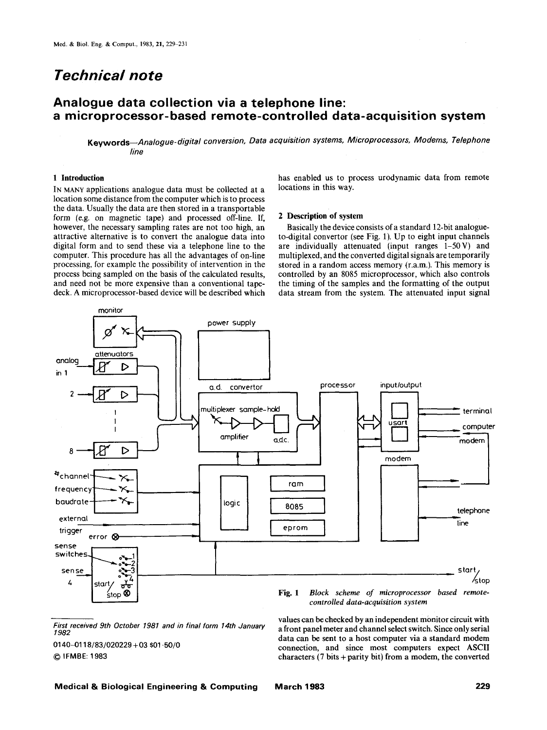# Technical note

## Analogue data collection via a telephone line: a microprocessor-based remote-controlled data-acquisition system

**Keywords**—*Analogue-digital conversion, Data acquisition systems, Microprocessors, Modems, Telephone line*

### 1 Introduction

IN MANY applications analogue data must be collected at a location some distance from the computer which is to process the data. Usually the data are then stored in a transportable form (e.g. on magnetic tape) and processed off-line. If, however, the necessary sampling rates are not too high, an attractive alternative is to convert the analogue data into digital form and to send these via a telephone line to the computer. This procedure has all the advantages of on-line processing, for example the possibility of intervention in the process being sampled on the basis of the calculated results, and need not be more expensive than a conventional tape-deck. A microprocessor-based device will be described which has enabled us to process urodynamic data from remote locations in this way.

### 2 Description of system

Basically the device consists of a standard 12-bit analogue-to-digital convertor (see Fig. 1). Up to eight input channels are individually attenuated (input ranges 1–50 V) and multiplexed, and the converted digital signals are temporarily stored in a random access memory (r.a.m.). This memory is controlled by an 8085 microprocessor, which also controls the timing of the samples and the formatting of the output data stream from the system. The attenuated input signal values can be checked by an independent monitor circuit with a front panel meter and channel select switch. Since only serial data can be sent to a host computer via a standard modem connection, and since most computers expect ASCII characters (7 bits + parity bit) from a modem, the converted

**Fig. 1** *Block scheme of microprocessor based remote-controlled data-acquisition system*

*First received 9th October 1981 and in final form 14th January 1982*

0140-0118/83/020229 + 03 $01·50/0

© IFMBE: 1983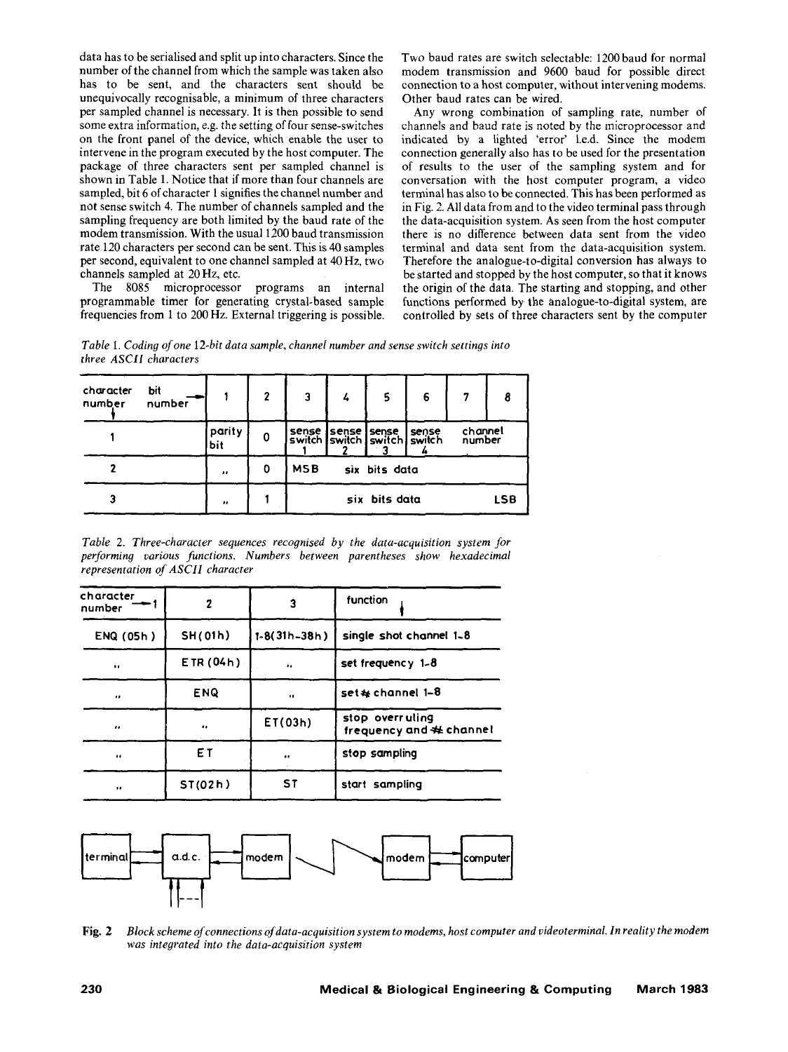data has to be serialised and split up into characters. Since the number of the channel from which the sample was taken also has to be sent, and the characters sent should be unequivocally recognisable, a minimum of three characters per sampled channel is necessary. It is then possible to send some extra information, e.g. the setting of four sense-switches on the front panel of the device, which enable the user to intervene in the program executed by the host computer. The package of three characters sent per sampled channel is shown in Table 1. Notice that if more than four channels are sampled, bit 6 of character 1 signifies the channel number and not sense switch 4. The number of channels sampled and the sampling frequency are both limited by the baud rate of the modem transmission. With the usual 1200 baud transmission rate 120 characters per second can be sent. This is 40 samples per second, equivalent to one channel sampled at 40 Hz, two channels sampled at 20 Hz, etc.

The 8085 microprocessor programs an internal programmable timer for generating crystal-based sample frequencies from 1 to 200 Hz. External triggering is possible. Two baud rates are switch selectable: 1200 baud for normal modem transmission and 9600 baud for possible direct connection to a host computer, without intervening modems. Other baud rates can be wired.

Any wrong combination of sampling rate, number of channels and baud rate is noted by the microprocessor and indicated by a lighted 'error' l.e.d. Since the modem connection generally also has to be used for the presentation of results to the user of the sampling system and for conversation with the host computer program, a video terminal has also to be connected. This has been performed as in Fig. 2. All data from and to the video terminal pass through the data-acquisition system. As seen from the host computer there is no difference between data sent from the video terminal and data sent from the data-acquisition system. Therefore the analogue-to-digital conversion has always to be started and stopped by the host computer, so that it knows the origin of the data. The starting and stopping, and other functions performed by the analogue-to-digital system, are controlled by sets of three characters sent by the computer

*Table 1. Coding of one 12-bit data sample, channel number and sense switch settings into three ASCII characters*

| character number ↓ / bit number → | 1 | 2 | 3 | 4 | 5 | 6 | 7 | 8 |
|---|---|---|---|---|---|---|---|---|
| 1 | parity bit | 0 | sense switch 1 | sense switch 2 | sense switch 3 | sense switch 4 | channel number | |
| 2 | ,, | 0 | MSB six bits data | | | | | |
| 3 | ,, | 1 | six bits data LSB | | | | | |

*Table 2. Three-character sequences recognised by the data-acquisition system for performing various functions. Numbers between parentheses show hexadecimal representation of ASCII character*

| character number → 1 | 2 | 3 | function ↓ |
|---|---|---|---|
| ENQ (05h) | SH (01h) | 1-8 (31h-38h) | single shot channel 1-8 |
| ,, | ETR (04h) | ,, | set frequency 1-8 |
| ,, | ENQ | ,, | set # channel 1-8 |
| ,, | ,, | ET (03h) | stop overruling frequency and # channel |
| ,, | ET | ,, | stop sampling |
| ,, | ST (02h) | ST | start sampling |

**Fig. 2** *Block scheme of connections of data-acquisition system to modems, host computer and videoterminal. In reality the modem was integrated into the data-acquisition system*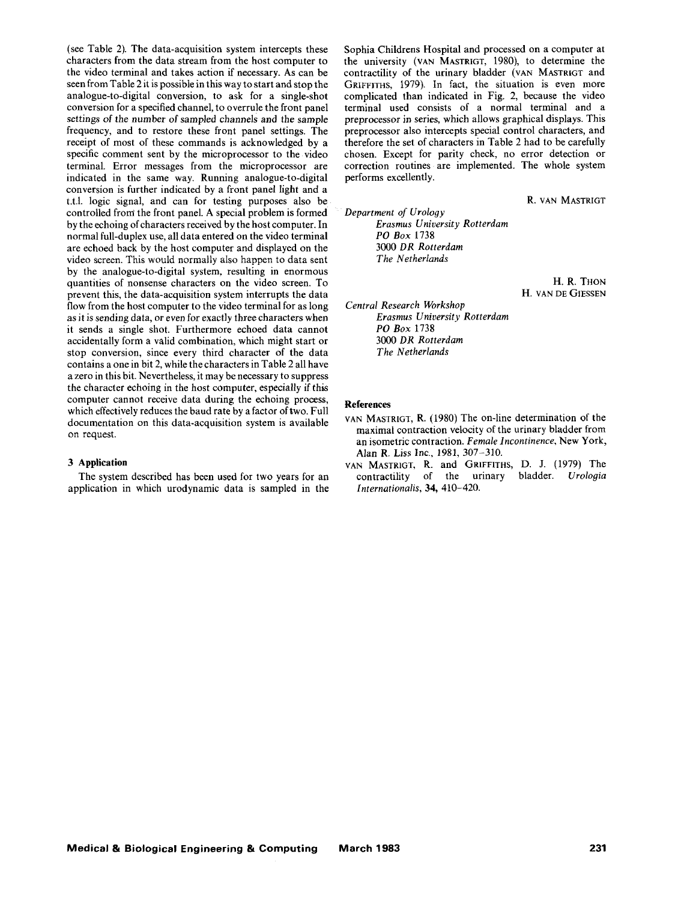(see Table 2). The data-acquisition system intercepts these characters from the data stream from the host computer to the video terminal and takes action if necessary. As can be seen from Table 2 it is possible in this way to start and stop the analogue-to-digital conversion, to ask for a single-shot conversion for a specified channel, to overrule the front panel settings of the number of sampled channels and the sample frequency, and to restore these front panel settings. The receipt of most of these commands is acknowledged by a specific comment sent by the microprocessor to the video terminal. Error messages from the microprocessor are indicated in the same way. Running analogue-to-digital conversion is further indicated by a front panel light and a t.t.l. logic signal, and can for testing purposes also be controlled from the front panel. A special problem is formed by the echoing of characters received by the host computer. In normal full-duplex use, all data entered on the video terminal are echoed back by the host computer and displayed on the video screen. This would normally also happen to data sent by the analogue-to-digital system, resulting in enormous quantities of nonsense characters on the video screen. To prevent this, the data-acquisition system interrupts the data flow from the host computer to the video terminal for as long as it is sending data, or even for exactly three characters when it sends a single shot. Furthermore echoed data cannot accidentally form a valid combination, which might start or stop conversion, since every third character of the data contains a one in bit 2, while the characters in Table 2 all have a zero in this bit. Nevertheless, it may be necessary to suppress the character echoing in the host computer, especially if this computer cannot receive data during the echoing process, which effectively reduces the baud rate by a factor of two. Full documentation on this data-acquisition system is available on request.

### 3 Application

The system described has been used for two years for an application in which urodynamic data is sampled in the Sophia Childrens Hospital and processed on a computer at the university (VAN MASTRIGT, 1980), to determine the contractility of the urinary bladder (VAN MASTRIGT and GRIFFITHS, 1979). In fact, the situation is even more complicated than indicated in Fig. 2, because the video terminal used consists of a normal terminal and a preprocessor in series, which allows graphical displays. This preprocessor also intercepts special control characters, and therefore the set of characters in Table 2 had to be carefully chosen. Except for parity check, no error detection or correction routines are implemented. The whole system performs excellently.

R. VAN MASTRIGT

*Department of Urology*
*Erasmus University Rotterdam*
*PO Box 1738*
*3000 DR Rotterdam*
*The Netherlands*

H. R. THON
H. VAN DE GIESSEN

*Central Research Workshop*
*Erasmus University Rotterdam*
*PO Box 1738*
*3000 DR Rotterdam*
*The Netherlands*

### References

VAN MASTRIGT, R. (1980) The on-line determination of the maximal contraction velocity of the urinary bladder from an isometric contraction. *Female Incontinence*, New York, Alan R. Liss Inc., 1981, 307–310.

VAN MASTRIGT, R. and GRIFFITHS, D. J. (1979) The contractility of the urinary bladder. *Urologia Internationalis*, **34**, 410–420.